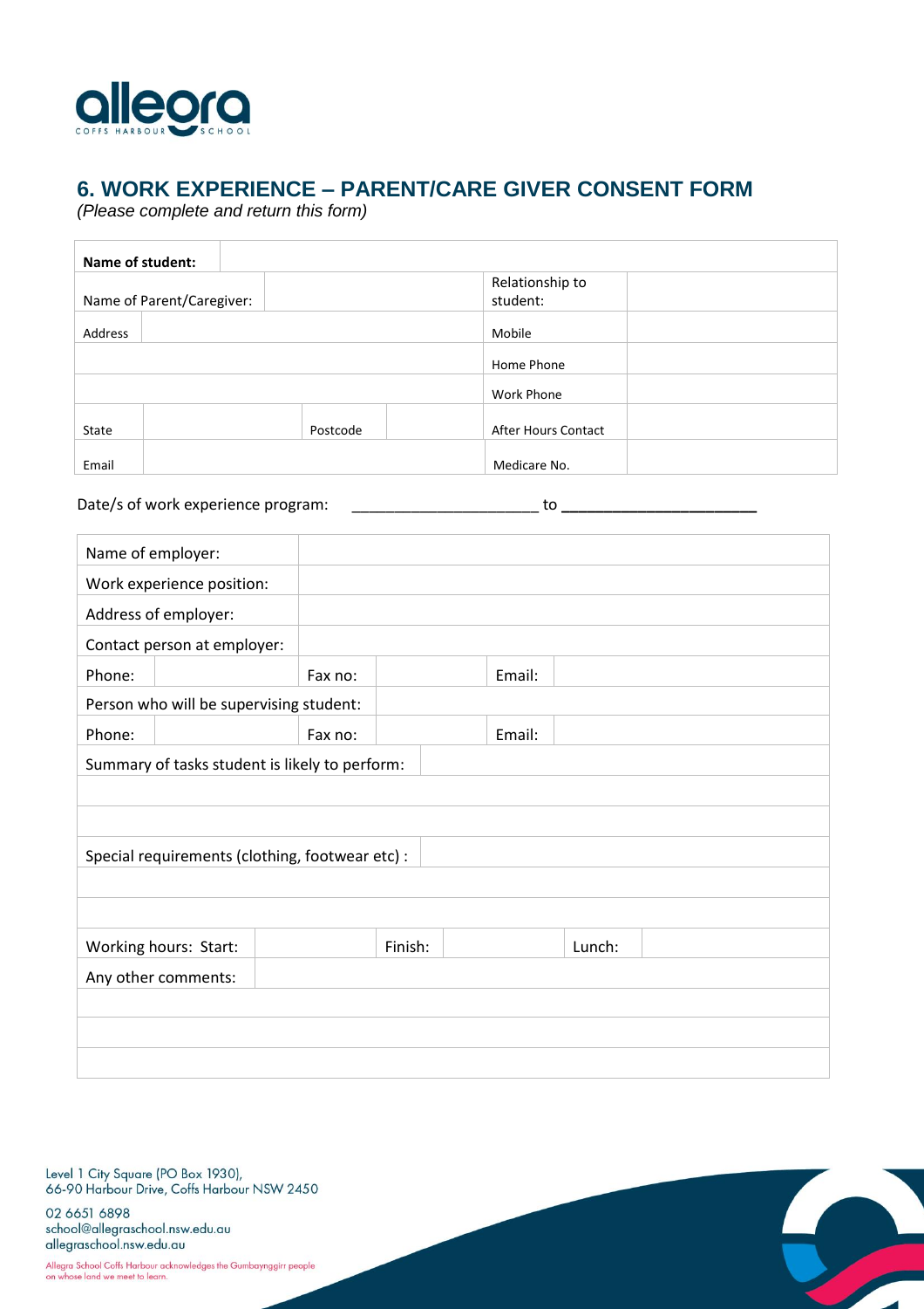# 6. WORK EXPERIENCE – PARENT/CARE GIVER CONSENT FORM

*(Please complete and return this form)*

| **Name of student:** | | | | | |
|---|---|---|---|---|---|
| Name of Parent/Caregiver: | | | | Relationship to student: | |
| Address | | | | Mobile | |
| | | | | Home Phone | |
| | | | | Work Phone | |
| State | | Postcode | | After Hours Contact | |
| Email | | | | Medicare No. | |

Date/s of work experience program: ______________________ to ______________________

| Name of employer: | | | | | |
|---|---|---|---|---|---|
| Work experience position: | | | | | |
| Address of employer: | | | | | |
| Contact person at employer: | | | | | |
| Phone: | | Fax no: | | Email: | |
| Person who will be supervising student: | | | | | |
| Phone: | | Fax no: | | Email: | |
| Summary of tasks student is likely to perform: | | | | | |
| | | | | | |
| | | | | | |
| Special requirements (clothing, footwear etc) : | | | | | |
| | | | | | |
| | | | | | |
| Working hours: Start: | | Finish: | | Lunch: | |
| Any other comments: | | | | | |
| | | | | | |
| | | | | | |
| | | | | | |

Level 1 City Square (PO Box 1930),
66-90 Harbour Drive, Coffs Harbour NSW 2450

02 6651 6898
school@allegraschool.nsw.edu.au
allegraschool.nsw.edu.au

Allegra School Coffs Harbour acknowledges the Gumbaynggirr people on whose land we meet to learn.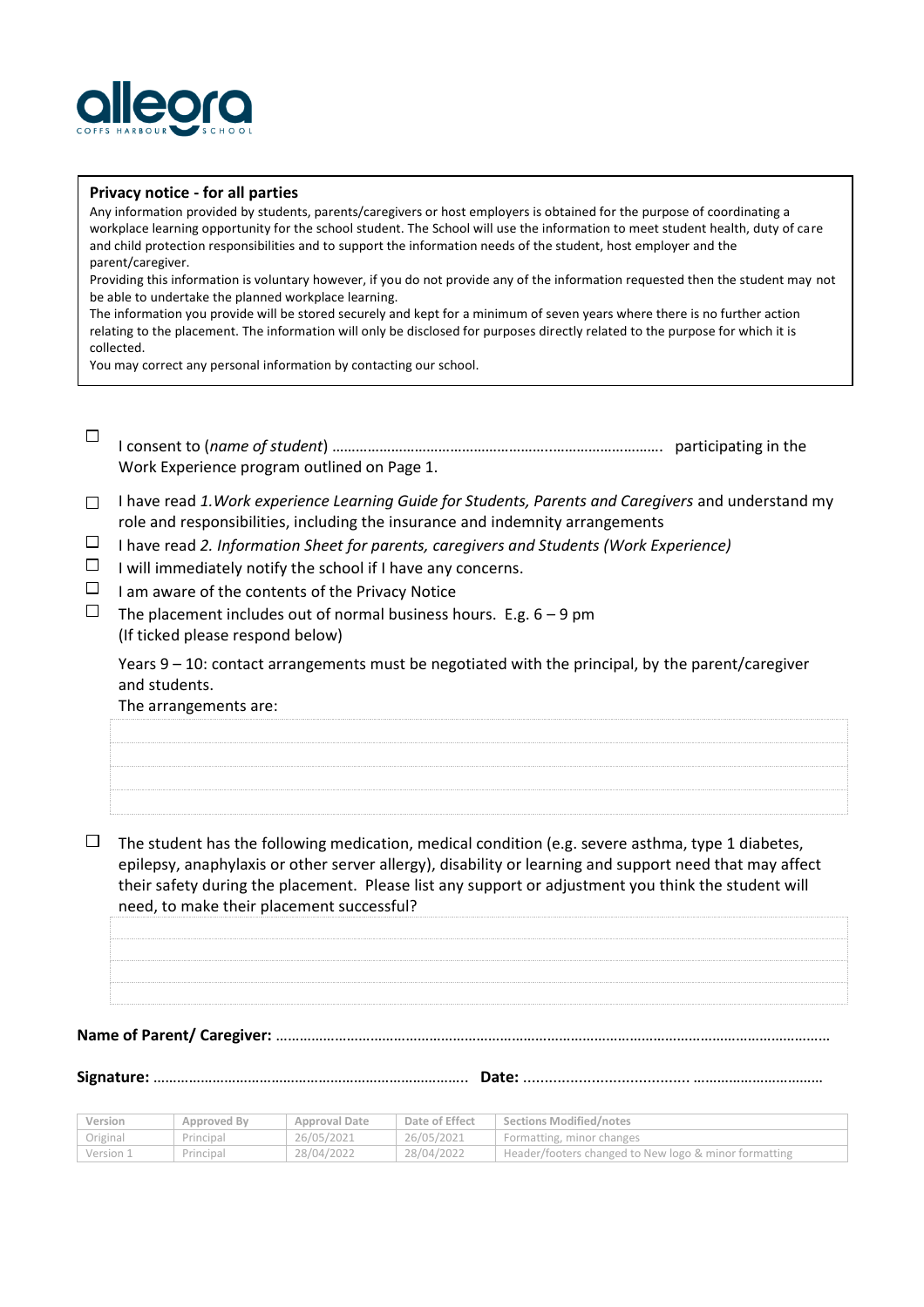**Privacy notice - for all parties**

Any information provided by students, parents/caregivers or host employers is obtained for the purpose of coordinating a workplace learning opportunity for the school student. The School will use the information to meet student health, duty of care and child protection responsibilities and to support the information needs of the student, host employer and the parent/caregiver.

Providing this information is voluntary however, if you do not provide any of the information requested then the student may not be able to undertake the planned workplace learning.

The information you provide will be stored securely and kept for a minimum of seven years where there is no further action relating to the placement. The information will only be disclosed for purposes directly related to the purpose for which it is collected.

You may correct any personal information by contacting our school.

☐ I consent to (*name of student*) ……………………………………………………………………………. participating in the Work Experience program outlined on Page 1.

☐ I have read *1. Work experience Learning Guide for Students, Parents and Caregivers* and understand my role and responsibilities, including the insurance and indemnity arrangements

☐ I have read *2. Information Sheet for parents, caregivers and Students (Work Experience)*

☐ I will immediately notify the school if I have any concerns.

☐ I am aware of the contents of the Privacy Notice

☐ The placement includes out of normal business hours. E.g. 6 – 9 pm
(If ticked please respond below)

Years 9 – 10: contact arrangements must be negotiated with the principal, by the parent/caregiver and students.
The arrangements are:

☐ The student has the following medication, medical condition (e.g. severe asthma, type 1 diabetes, epilepsy, anaphylaxis or other server allergy), disability or learning and support need that may affect their safety during the placement. Please list any support or adjustment you think the student will need, to make their placement successful?

**Name of Parent/ Caregiver:** ……………………………………………………………………………………………………………………………

**Signature:** …………………………………………………………………… **Date:** ...................................... ……………………………

| Version | Approved By | Approval Date | Date of Effect | Sections Modified/notes |
|---|---|---|---|---|
| Original | Principal | 26/05/2021 | 26/05/2021 | Formatting, minor changes |
| Version 1 | Principal | 28/04/2022 | 28/04/2022 | Header/footers changed to New logo & minor formatting |